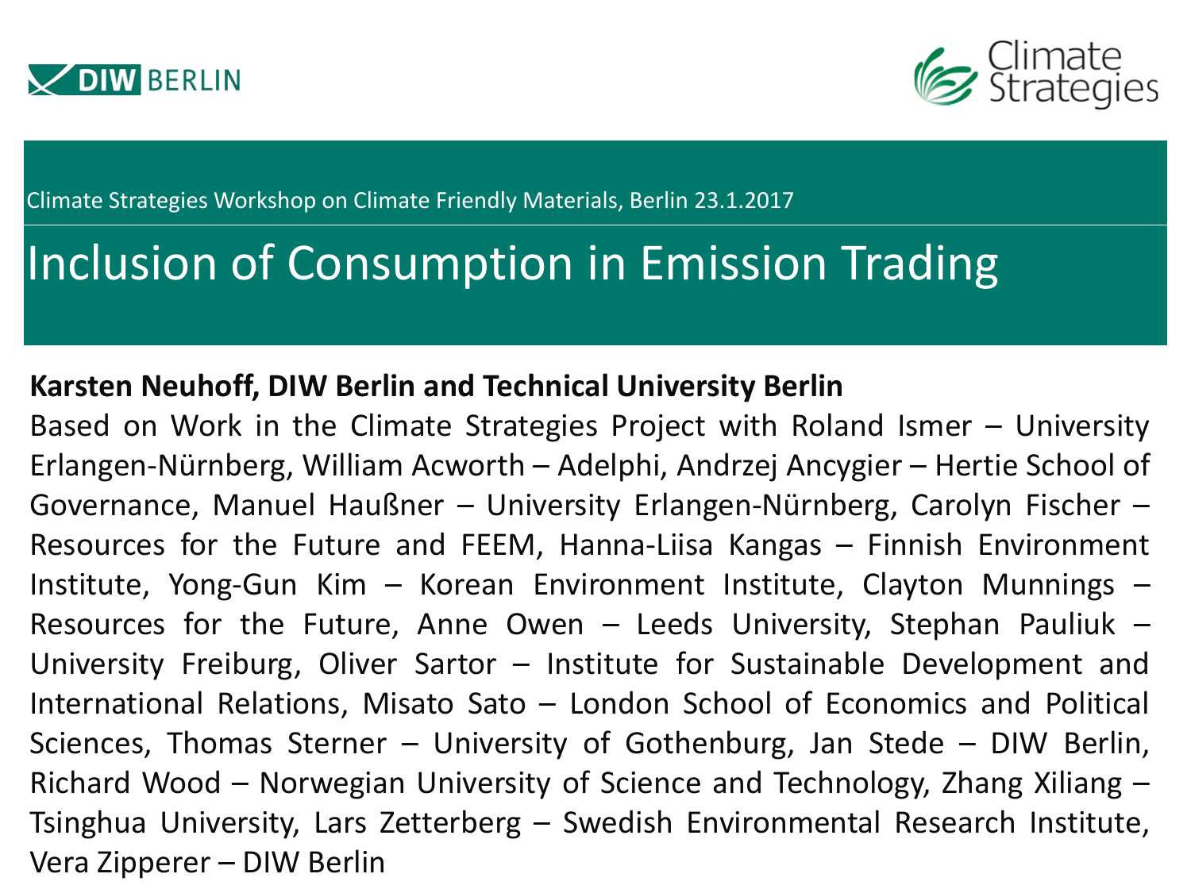DIW BERLIN

Climate Strategies

Climate Strategies Workshop on Climate Friendly Materials, Berlin 23.1.2017

# Inclusion of Consumption in Emission Trading

**Karsten Neuhoff, DIW Berlin and Technical University Berlin**

Based on Work in the Climate Strategies Project with Roland Ismer – University Erlangen-Nürnberg, William Acworth – Adelphi, Andrzej Ancygier – Hertie School of Governance, Manuel Haußner – University Erlangen-Nürnberg, Carolyn Fischer – Resources for the Future and FEEM, Hanna-Liisa Kangas – Finnish Environment Institute, Yong-Gun Kim – Korean Environment Institute, Clayton Munnings – Resources for the Future, Anne Owen – Leeds University, Stephan Pauliuk – University Freiburg, Oliver Sartor – Institute for Sustainable Development and International Relations, Misato Sato – London School of Economics and Political Sciences, Thomas Sterner – University of Gothenburg, Jan Stede – DIW Berlin, Richard Wood – Norwegian University of Science and Technology, Zhang Xiliang – Tsinghua University, Lars Zetterberg – Swedish Environmental Research Institute, Vera Zipperer – DIW Berlin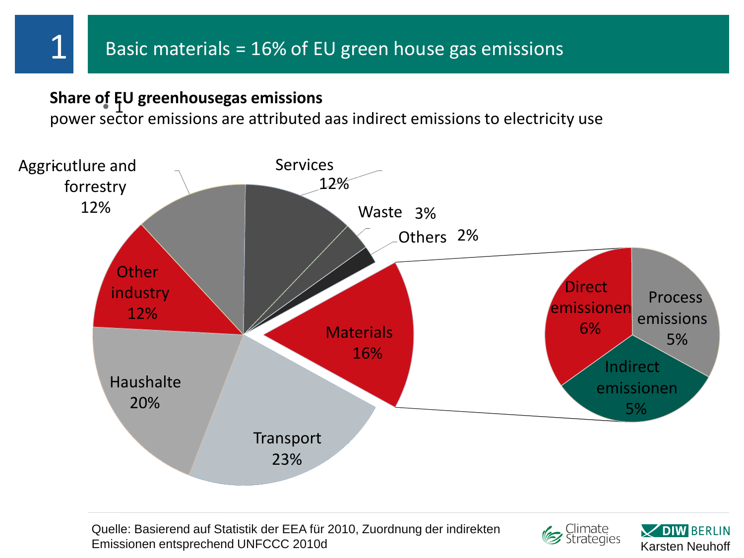# 1 Basic materials = 16% of EU green house gas emissions

**Share of EU greenhousegas emissions**

power sector emissions are attributed aas indirect emissions to electricity use

Aggricutlure and forrestry 12%

Services 12%

Waste 3%

Others 2%

Other industry 12%

Materials 16%

Haushalte 20%

Transport 23%

Direct emissionen 6%

Process emissions 5%

Indirect emissionen 5%

Quelle: Basierend auf Statistik der EEA für 2010, Zuordnung der indirekten Emissionen entsprechend UNFCCC 2010d

Climate Strategies

DIW BERLIN

Karsten Neuhoff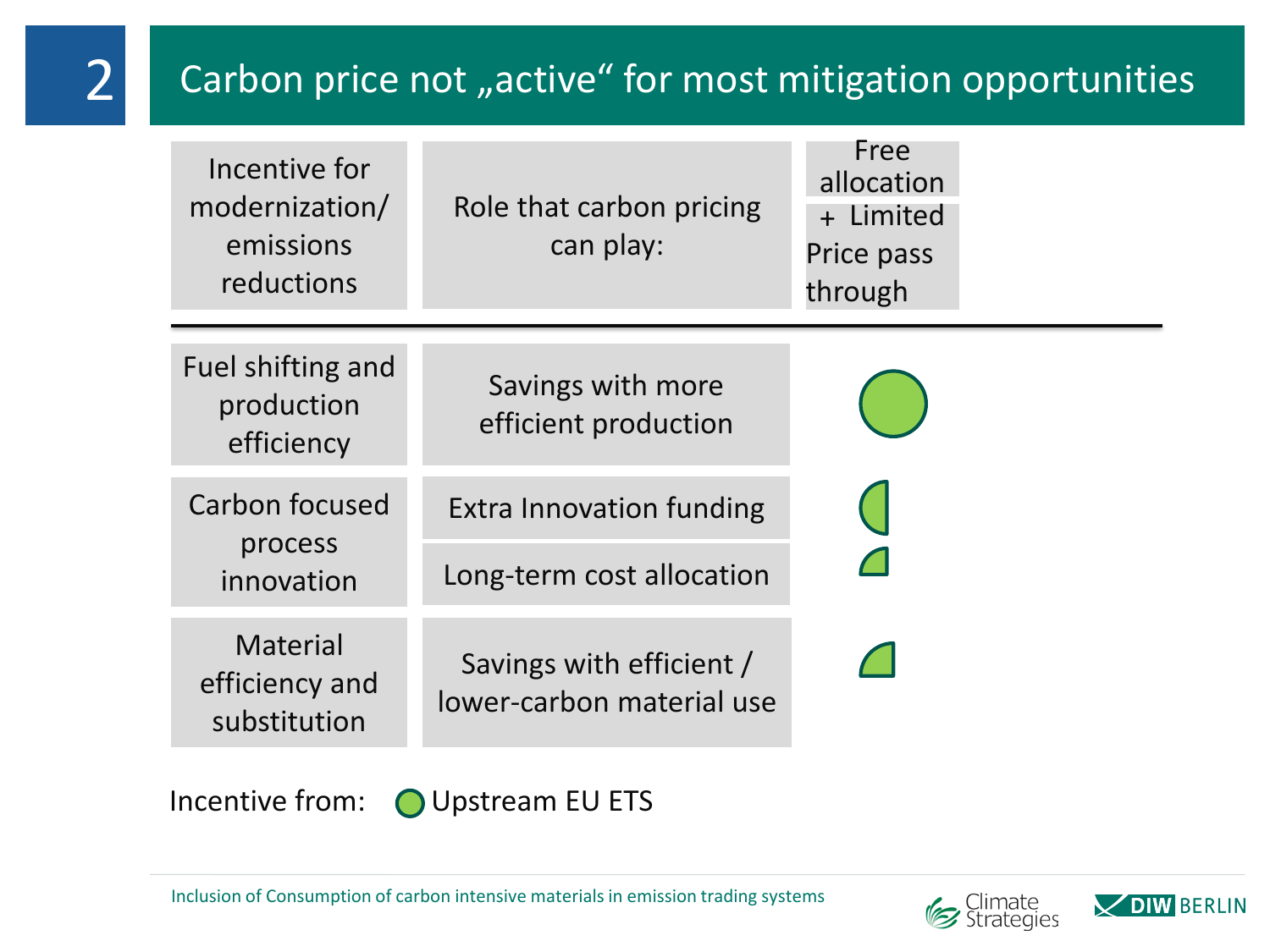# 2 Carbon price not „active" for most mitigation opportunities

| Incentive for modernization/ emissions reductions | Role that carbon pricing can play: | Free allocation + Limited Price pass through |
|---|---|---|
| Fuel shifting and production efficiency | Savings with more efficient production | ● (full) |
| Carbon focused process innovation | Extra Innovation funding | ◗ (half) |
| | Long-term cost allocation | ◔ (quarter) |
| Material efficiency and substitution | Savings with efficient / lower-carbon material use | ◔ (quarter) |

Incentive from: ● Upstream EU ETS

Inclusion of Consumption of carbon intensive materials in emission trading systems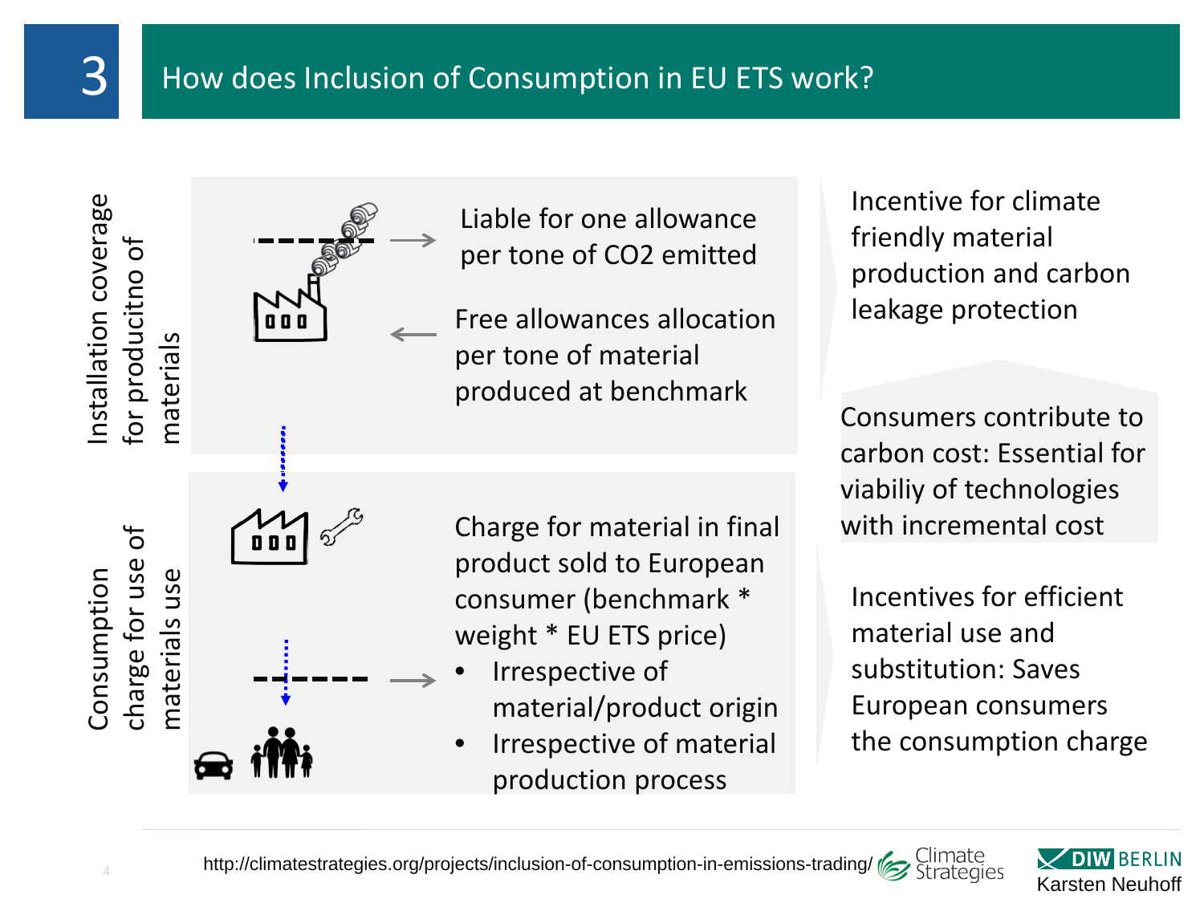# 3 How does Inclusion of Consumption in EU ETS work?

**Installation coverage for producitno of materials**

- Liable for one allowance per tone of $CO_2$ emitted
- Free allowances allocation per tone of material produced at benchmark

Incentive for climate friendly material production and carbon leakage protection

Consumers contribute to carbon cost: Essential for viabiliy of technologies with incremental cost

**Consumption charge for use of materials use**

Charge for material in final product sold to European consumer (benchmark * weight * EU ETS price)

- Irrespective of material/product origin
- Irrespective of material production process

Incentives for efficient material use and substitution: Saves European consumers the consumption charge

http://climatestrategies.org/projects/inclusion-of-consumption-in-emissions-trading/

Climate Strategies

DIW BERLIN
Karsten Neuhoff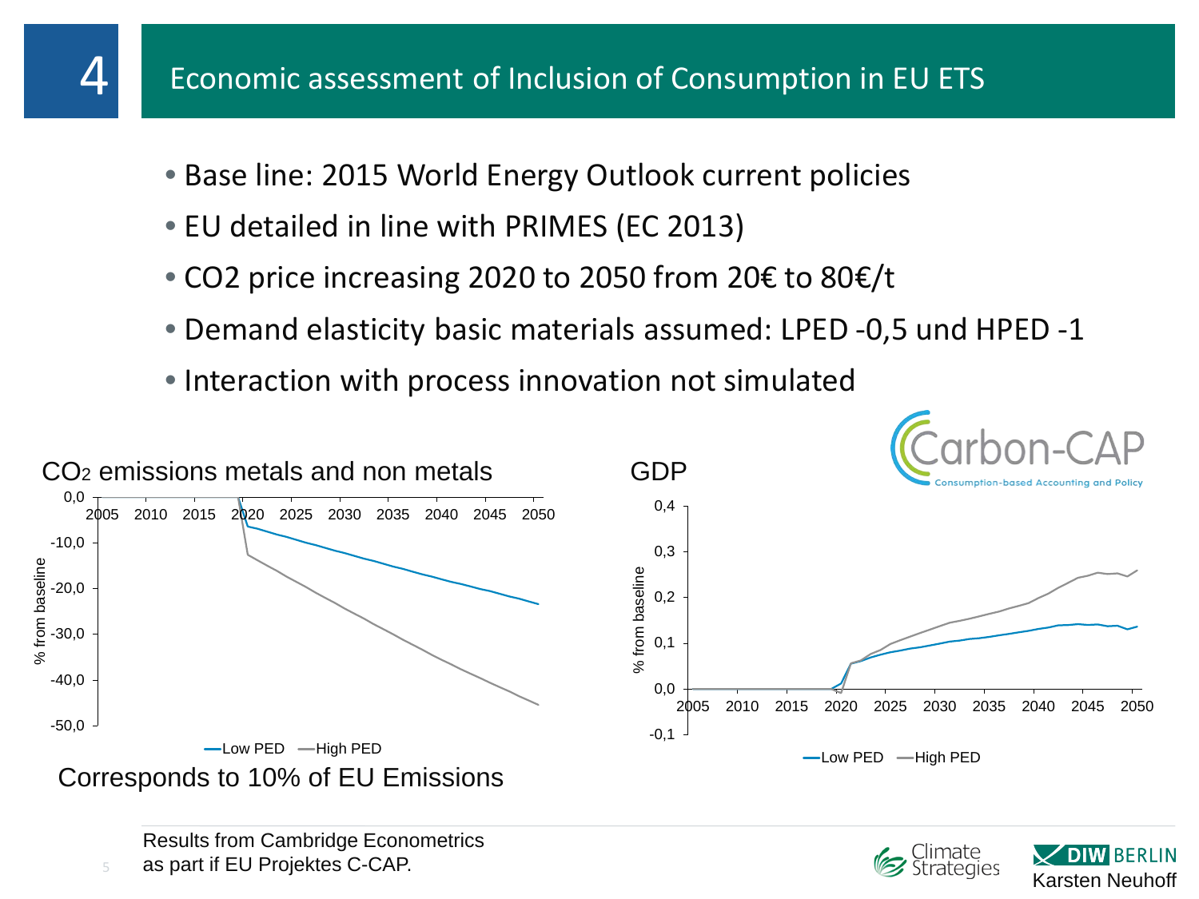# 4 Economic assessment of Inclusion of Consumption in EU ETS

- Base line: 2015 World Energy Outlook current policies
- EU detailed in line with PRIMES (EC 2013)
- CO2 price increasing 2020 to 2050 from 20€ to 80€/t
- Demand elasticity basic materials assumed: LPED -0,5 und HPED -1
- Interaction with process innovation not simulated

$CO_2$ emissions metals and non metals

GDP

Corresponds to 10% of EU Emissions

Results from Cambridge Econometrics as part if EU Projektes C-CAP.

Karsten Neuhoff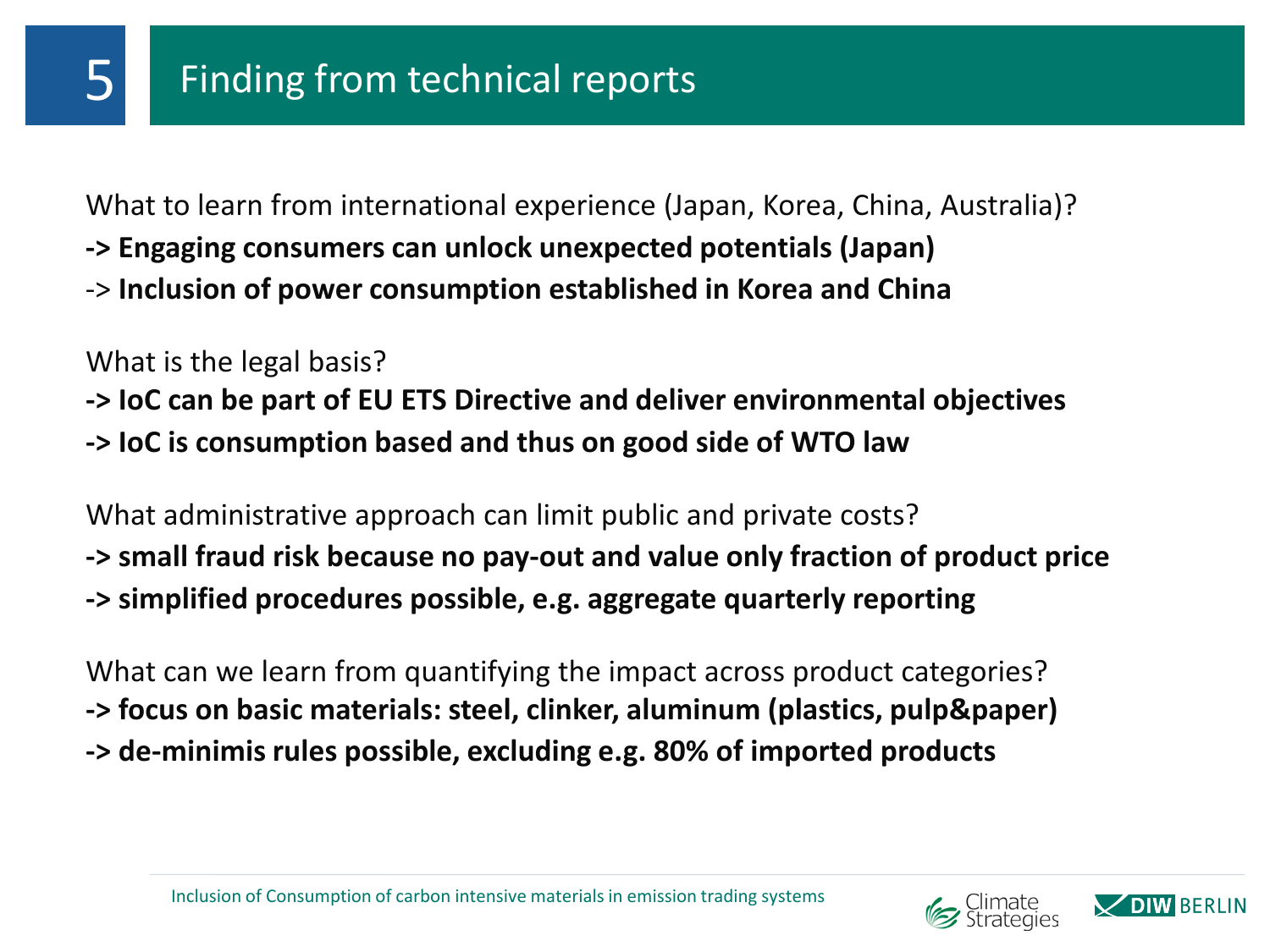# 5 Finding from technical reports

What to learn from international experience (Japan, Korea, China, Australia)?

**-> Engaging consumers can unlock unexpected potentials (Japan)**

-> **Inclusion of power consumption established in Korea and China**

What is the legal basis?

**-> IoC can be part of EU ETS Directive and deliver environmental objectives**

**-> IoC is consumption based and thus on good side of WTO law**

What administrative approach can limit public and private costs?

**-> small fraud risk because no pay-out and value only fraction of product price**

**-> simplified procedures possible, e.g. aggregate quarterly reporting**

What can we learn from quantifying the impact across product categories?

**-> focus on basic materials: steel, clinker, aluminum (plastics, pulp&paper)**

**-> de-minimis rules possible, excluding e.g. 80% of imported products**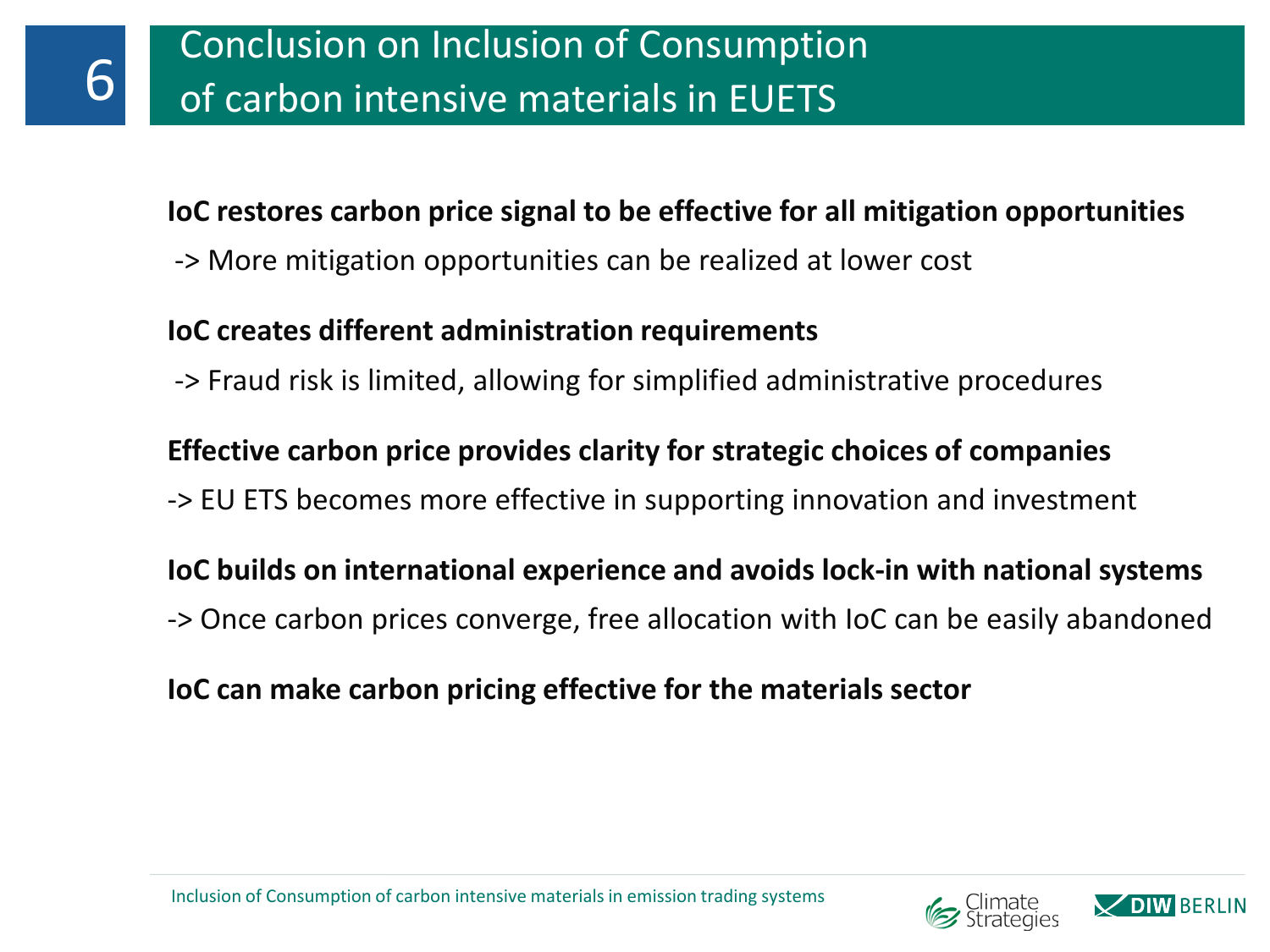# 6 Conclusion on Inclusion of Consumption of carbon intensive materials in EUETS

**IoC restores carbon price signal to be effective for all mitigation opportunities**

-> More mitigation opportunities can be realized at lower cost

**IoC creates different administration requirements**

-> Fraud risk is limited, allowing for simplified administrative procedures

**Effective carbon price provides clarity for strategic choices of companies**

-> EU ETS becomes more effective in supporting innovation and investment

**IoC builds on international experience and avoids lock-in with national systems**

-> Once carbon prices converge, free allocation with IoC can be easily abandoned

**IoC can make carbon pricing effective for the materials sector**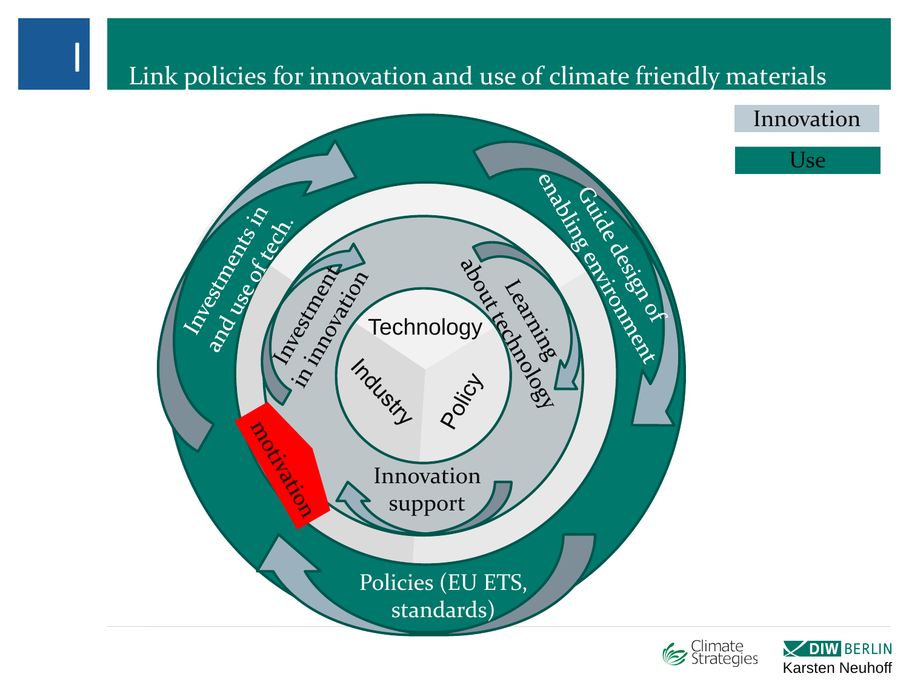# Link policies for innovation and use of climate friendly materials

Innovation

Use

Investments in and use of tech.

Guide design of enabling environment

Investment in innovation

Learning about technology

Technology

Industry

Policy

Innovation support

motivation

Policies (EU ETS, standards)

Karsten Neuhoff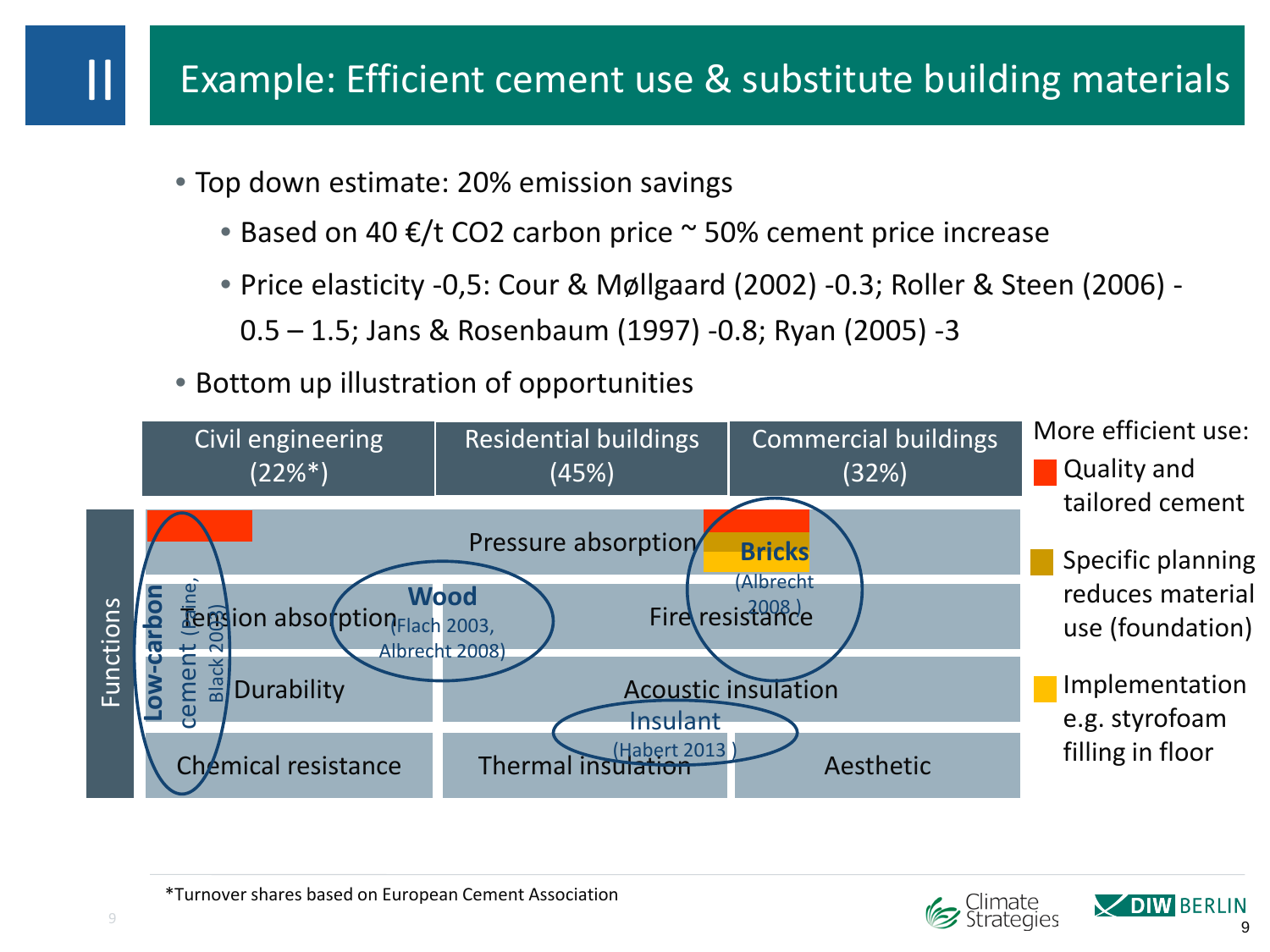# II Example: Efficient cement use & substitute building materials

- Top down estimate: 20% emission savings
  - Based on 40 €/t CO2 carbon price ~ 50% cement price increase
  - Price elasticity -0,5: Cour & Møllgaard (2002) -0.3; Roller & Steen (2006) -0.5 – 1.5; Jans & Rosenbaum (1997) -0.8; Ryan (2005) -3
- Bottom up illustration of opportunities

| Functions | Civil engineering (22%*) | Residential buildings (45%) | Commercial buildings (32%) |
|---|---|---|---|
| | Pressure absorption | | |
| | Tension absorption | Fire resistance | |
| | Durability | Acoustic insulation | |
| | Chemical resistance | Thermal insulation | Aesthetic |

Annotations:

- **Low-carbon cement** (Paine, Black 2003)
- **Wood** (Flach 2003, Albrecht 2008)
- **Bricks** (Albrecht 2008 )
- Insulant (Habert 2013 )

More efficient use:

- Quality and tailored cement
- Specific planning reduces material use (foundation)
- Implementation e.g. styrofoam filling in floor

*Turnover shares based on European Cement Association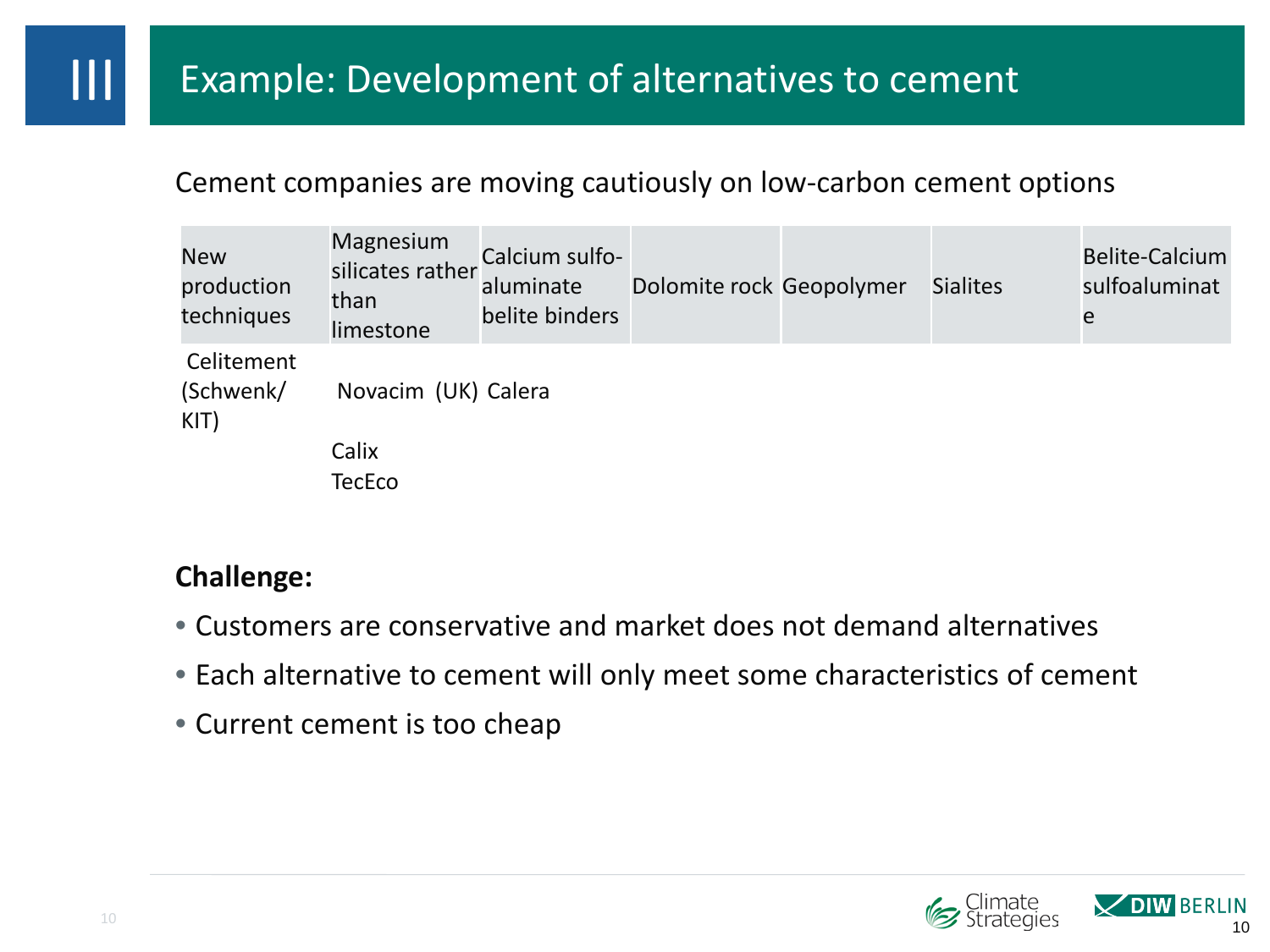# Example: Development of alternatives to cement

Cement companies are moving cautiously on low-carbon cement options

| New production techniques | Magnesium silicates rather than limestone | Calcium sulfo-aluminate belite binders | Dolomite rock | Geopolymer | Sialites | Belite-Calcium sulfoaluminate |
|---|---|---|---|---|---|---|
| Celitement (Schwenk/ KIT) | Novacim (UK) | Calera | | | | |
| | Calix TecEco | | | | | |

**Challenge:**

- Customers are conservative and market does not demand alternatives
- Each alternative to cement will only meet some characteristics of cement
- Current cement is too cheap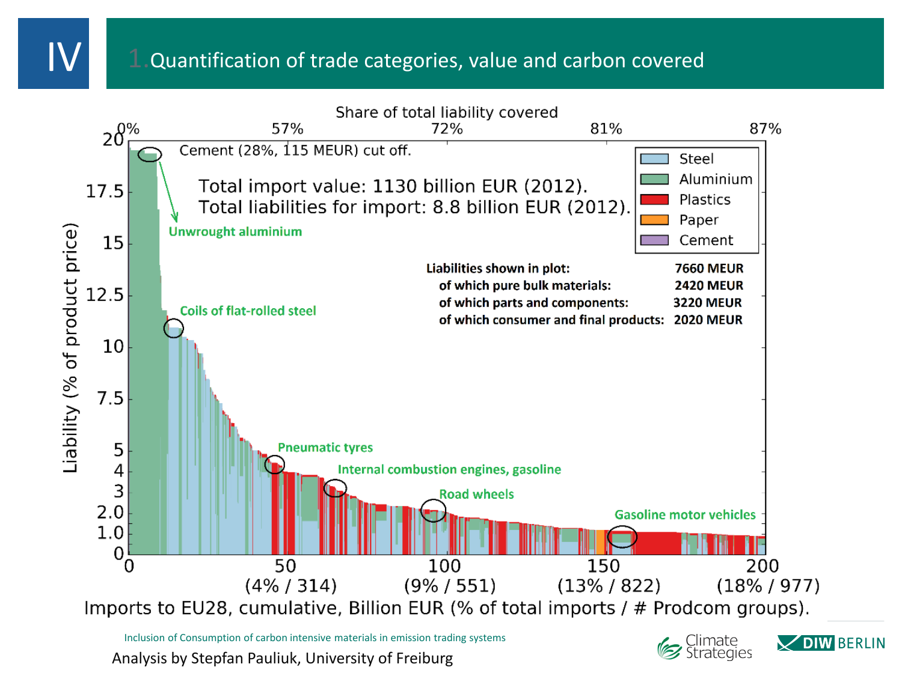# IV

## 1. Quantification of trade categories, value and carbon covered

Share of total liability covered

Cement (28%, 115 MEUR) cut off.

Total import value: 1130 billion EUR (2012).
Total liabilities for import: 8.8 billion EUR (2012).

- Steel
- Aluminium
- Plastics
- Paper
- Cement

| Liabilities shown in plot: | 7660 MEUR |
| --- | --- |
| of which pure bulk materials: | 2420 MEUR |
| of which parts and components: | 3220 MEUR |
| of which consumer and final products: | 2020 MEUR |

Unwrought aluminium

Coils of flat-rolled steel

Pneumatic tyres

Internal combustion engines, gasoline

Road wheels

Gasoline motor vehicles

Liability (% of product price)

Imports to EU28, cumulative, Billion EUR (% of total imports / # Prodcom groups).

Inclusion of Consumption of carbon intensive materials in emission trading systems

Analysis by Stepfan Pauliuk, University of Freiburg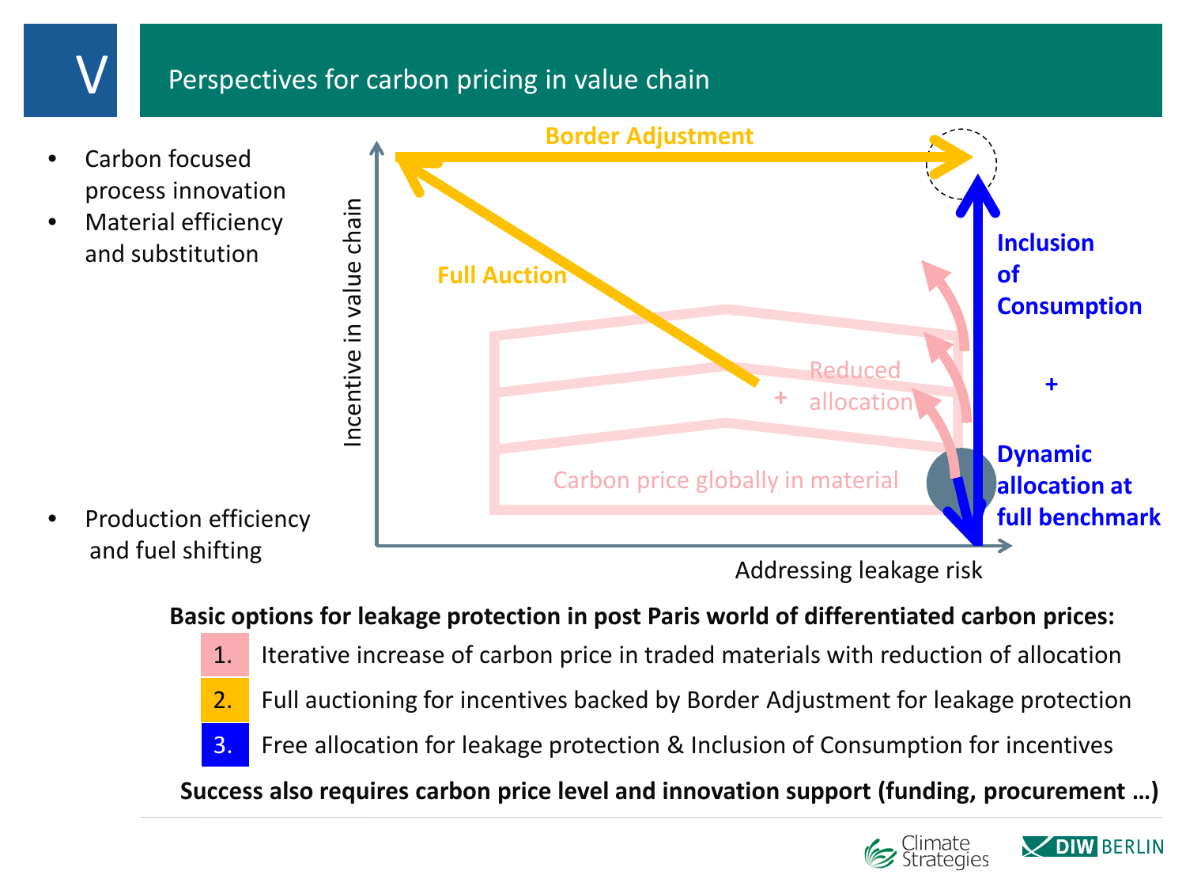# V Perspectives for carbon pricing in value chain

- Carbon focused process innovation
- Material efficiency and substitution

- Production efficiency and fuel shifting

Border Adjustment

Full Auction

Inclusion of Consumption

+

Dynamic allocation at full benchmark

Reduced allocation

+

Carbon price globally in material

Incentive in value chain

Addressing leakage risk

**Basic options for leakage protection in post Paris world of differentiated carbon prices:**

1. Iterative increase of carbon price in traded materials with reduction of allocation
2. Full auctioning for incentives backed by Border Adjustment for leakage protection
3. Free allocation for leakage protection & Inclusion of Consumption for incentives

**Success also requires carbon price level and innovation support (funding, procurement …)**